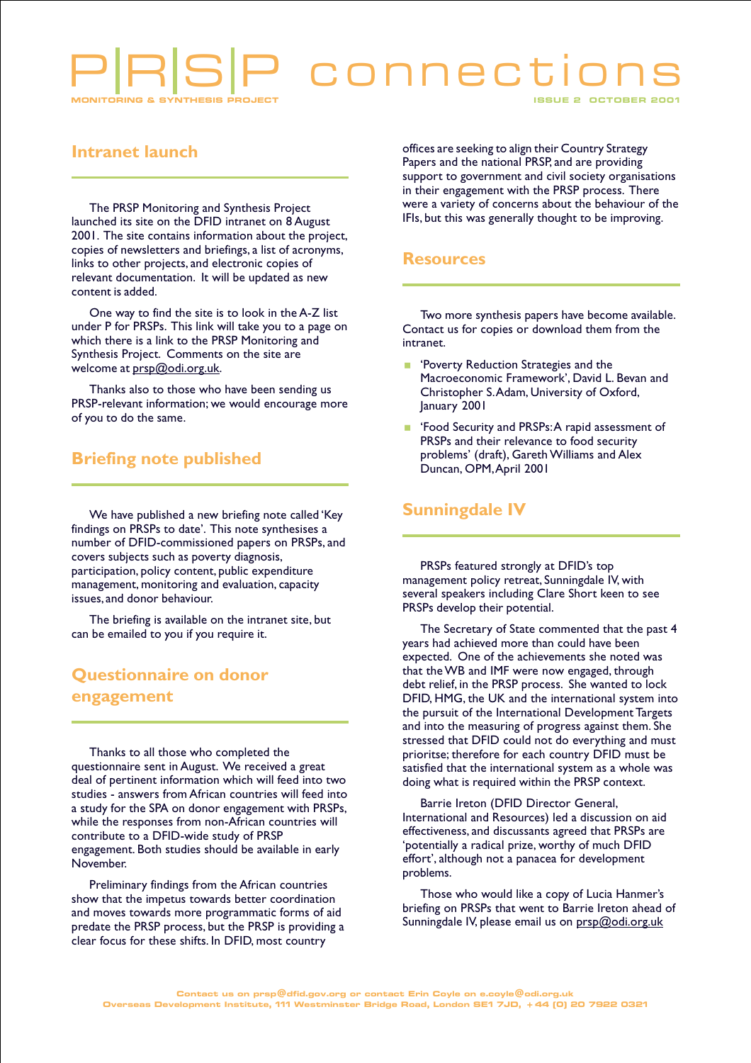# PRSP connections

MONITORING & SYNTHESIS PROJECT

ISSUE 2 OCTOBER 2001

## Intranet launch

The PRSP Monitoring and Synthesis Project launched its site on the DFID intranet on 8 August 2001. The site contains information about the project, copies of newsletters and briefings, a list of acronyms, links to other projects, and electronic copies of relevant documentation. It will be updated as new content is added.

One way to find the site is to look in the A-Z list under P for PRSPs. This link will take you to a page on which there is a link to the PRSP Monitoring and Synthesis Project. Comments on the site are welcome at prsp@odi.org.uk.

Thanks also to those who have been sending us PRSP-relevant information; we would encourage more of you to do the same.

## Briefing note published

We have published a new briefing note called 'Key findings on PRSPs to date'. This note synthesises a number of DFID-commissioned papers on PRSPs, and covers subjects such as poverty diagnosis, participation, policy content, public expenditure management, monitoring and evaluation, capacity issues, and donor behaviour.

The briefing is available on the intranet site, but can be emailed to you if you require it.

## Questionnaire on donor engagement

Thanks to all those who completed the questionnaire sent in August. We received a great deal of pertinent information which will feed into two studies - answers from African countries will feed into a study for the SPA on donor engagement with PRSPs, while the responses from non-African countries will contribute to a DFID-wide study of PRSP engagement. Both studies should be available in early November.

Preliminary findings from the African countries show that the impetus towards better coordination and moves towards more programmatic forms of aid predate the PRSP process, but the PRSP is providing a clear focus for these shifts. In DFID, most country offices are seeking to align their Country Strategy Papers and the national PRSP, and are providing support to government and civil society organisations in their engagement with the PRSP process. There were a variety of concerns about the behaviour of the IFIs, but this was generally thought to be improving.

## Resources

Two more synthesis papers have become available. Contact us for copies or download them from the intranet.

- 'Poverty Reduction Strategies and the Macroeconomic Framework', David L. Bevan and Christopher S. Adam, University of Oxford, January 2001
- 'Food Security and PRSPs: A rapid assessment of PRSPs and their relevance to food security problems' (draft), Gareth Williams and Alex Duncan, OPM, April 2001

## Sunningdale IV

PRSPs featured strongly at DFID's top management policy retreat, Sunningdale IV, with several speakers including Clare Short keen to see PRSPs develop their potential.

The Secretary of State commented that the past 4 years had achieved more than could have been expected. One of the achievements she noted was that the WB and IMF were now engaged, through debt relief, in the PRSP process. She wanted to lock DFID, HMG, the UK and the international system into the pursuit of the International Development Targets and into the measuring of progress against them. She stressed that DFID could not do everything and must prioritse; therefore for each country DFID must be satisfied that the international system as a whole was doing what is required within the PRSP context.

Barrie Ireton (DFID Director General, International and Resources) led a discussion on aid effectiveness, and discussants agreed that PRSPs are 'potentially a radical prize, worthy of much DFID effort', although not a panacea for development problems.

Those who would like a copy of Lucia Hanmer's briefing on PRSPs that went to Barrie Ireton ahead of Sunningdale IV, please email us on prsp@odi.org.uk

Contact us on prsp@dfid.gov.org or contact Erin Coyle on e.coyle@odi.org.uk
Overseas Development Institute, 111 Westminster Bridge Road, London SE1 7JD, +44 (0) 20 7922 0321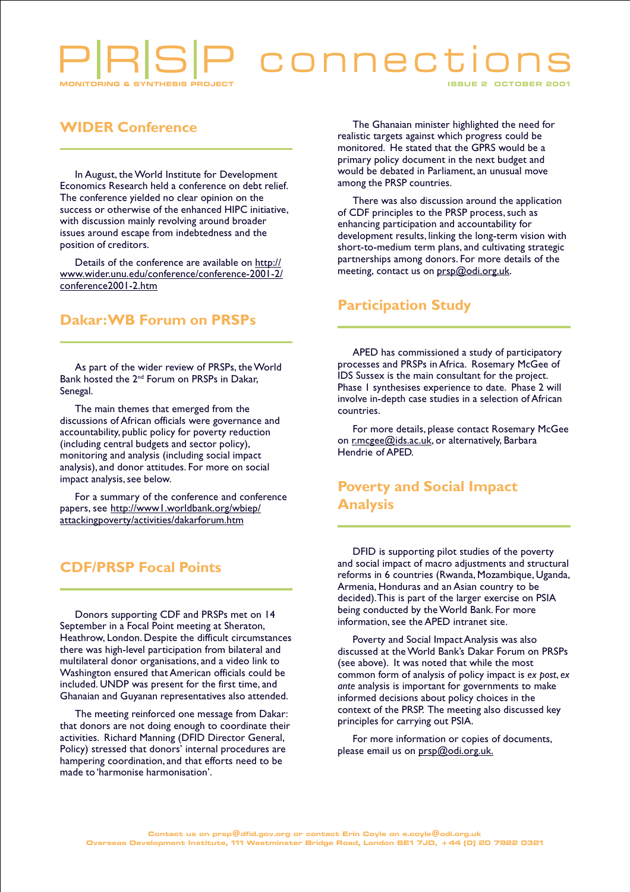# PRSP connections

MONITORING & SYNTHESIS PROJECT

ISSUE 2 OCTOBER 2001

## WIDER Conference

In August, the World Institute for Development Economics Research held a conference on debt relief. The conference yielded no clear opinion on the success or otherwise of the enhanced HIPC initiative, with discussion mainly revolving around broader issues around escape from indebtedness and the position of creditors.

Details of the conference are available on http://www.wider.unu.edu/conference/conference-2001-2/conference2001-2.htm

## Dakar: WB Forum on PRSPs

As part of the wider review of PRSPs, the World Bank hosted the 2nd Forum on PRSPs in Dakar, Senegal.

The main themes that emerged from the discussions of African officials were governance and accountability, public policy for poverty reduction (including central budgets and sector policy), monitoring and analysis (including social impact analysis), and donor attitudes. For more on social impact analysis, see below.

For a summary of the conference and conference papers, see http://www1.worldbank.org/wbiep/attackingpoverty/activities/dakarforum.htm

## CDF/PRSP Focal Points

Donors supporting CDF and PRSPs met on 14 September in a Focal Point meeting at Sheraton, Heathrow, London. Despite the difficult circumstances there was high-level participation from bilateral and multilateral donor organisations, and a video link to Washington ensured that American officials could be included. UNDP was present for the first time, and Ghanaian and Guyanan representatives also attended.

The meeting reinforced one message from Dakar: that donors are not doing enough to coordinate their activities. Richard Manning (DFID Director General, Policy) stressed that donors' internal procedures are hampering coordination, and that efforts need to be made to 'harmonise harmonisation'.

The Ghanaian minister highlighted the need for realistic targets against which progress could be monitored. He stated that the GPRS would be a primary policy document in the next budget and would be debated in Parliament, an unusual move among the PRSP countries.

There was also discussion around the application of CDF principles to the PRSP process, such as enhancing participation and accountability for development results, linking the long-term vision with short-to-medium term plans, and cultivating strategic partnerships among donors. For more details of the meeting, contact us on prsp@odi.org.uk.

## Participation Study

APED has commissioned a study of participatory processes and PRSPs in Africa. Rosemary McGee of IDS Sussex is the main consultant for the project. Phase 1 synthesises experience to date. Phase 2 will involve in-depth case studies in a selection of African countries.

For more details, please contact Rosemary McGee on r.mcgee@ids.ac.uk, or alternatively, Barbara Hendrie of APED.

## Poverty and Social Impact Analysis

DFID is supporting pilot studies of the poverty and social impact of macro adjustments and structural reforms in 6 countries (Rwanda, Mozambique, Uganda, Armenia, Honduras and an Asian country to be decided). This is part of the larger exercise on PSIA being conducted by the World Bank. For more information, see the APED intranet site.

Poverty and Social Impact Analysis was also discussed at the World Bank's Dakar Forum on PRSPs (see above). It was noted that while the most common form of analysis of policy impact is *ex post*, *ex ante* analysis is important for governments to make informed decisions about policy choices in the context of the PRSP. The meeting also discussed key principles for carrying out PSIA.

For more information or copies of documents, please email us on prsp@odi.org.uk.

Contact us on prsp@dfid.gov.org or contact Erin Coyle on e.coyle@odi.org.uk
Overseas Development Institute, 111 Westminster Bridge Road, London SE1 7JD, +44 (0) 20 7922 0321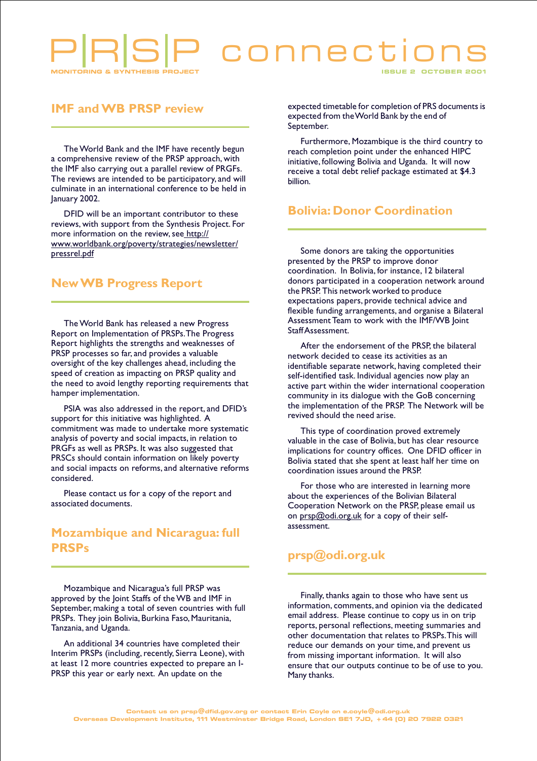# PRSP connections

MONITORING & SYNTHESIS PROJECT

ISSUE 2 OCTOBER 2001

## IMF and WB PRSP review

The World Bank and the IMF have recently begun a comprehensive review of the PRSP approach, with the IMF also carrying out a parallel review of PRGFs. The reviews are intended to be participatory, and will culminate in an international conference to be held in January 2002.

DFID will be an important contributor to these reviews, with support from the Synthesis Project. For more information on the review, see http://www.worldbank.org/poverty/strategies/newsletter/pressrel.pdf

## New WB Progress Report

The World Bank has released a new Progress Report on Implementation of PRSPs. The Progress Report highlights the strengths and weaknesses of PRSP processes so far, and provides a valuable oversight of the key challenges ahead, including the speed of creation as impacting on PRSP quality and the need to avoid lengthy reporting requirements that hamper implementation.

PSIA was also addressed in the report, and DFID's support for this initiative was highlighted. A commitment was made to undertake more systematic analysis of poverty and social impacts, in relation to PRGFs as well as PRSPs. It was also suggested that PRSCs should contain information on likely poverty and social impacts on reforms, and alternative reforms considered.

Please contact us for a copy of the report and associated documents.

## Mozambique and Nicaragua: full PRSPs

Mozambique and Nicaragua's full PRSP was approved by the Joint Staffs of the WB and IMF in September, making a total of seven countries with full PRSPs. They join Bolivia, Burkina Faso, Mauritania, Tanzania, and Uganda.

An additional 34 countries have completed their Interim PRSPs (including, recently, Sierra Leone), with at least 12 more countries expected to prepare an I-PRSP this year or early next. An update on the expected timetable for completion of PRS documents is expected from the World Bank by the end of September.

Furthermore, Mozambique is the third country to reach completion point under the enhanced HIPC initiative, following Bolivia and Uganda. It will now receive a total debt relief package estimated at $4.3 billion.

## Bolivia: Donor Coordination

Some donors are taking the opportunities presented by the PRSP to improve donor coordination. In Bolivia, for instance, 12 bilateral donors participated in a cooperation network around the PRSP. This network worked to produce expectations papers, provide technical advice and flexible funding arrangements, and organise a Bilateral Assessment Team to work with the IMF/WB Joint Staff Assessment.

After the endorsement of the PRSP, the bilateral network decided to cease its activities as an identifiable separate network, having completed their self-identified task. Individual agencies now play an active part within the wider international cooperation community in its dialogue with the GoB concerning the implementation of the PRSP. The Network will be revived should the need arise.

This type of coordination proved extremely valuable in the case of Bolivia, but has clear resource implications for country offices. One DFID officer in Bolivia stated that she spent at least half her time on coordination issues around the PRSP.

For those who are interested in learning more about the experiences of the Bolivian Bilateral Cooperation Network on the PRSP, please email us on prsp@odi.org.uk for a copy of their self-assessment.

## prsp@odi.org.uk

Finally, thanks again to those who have sent us information, comments, and opinion via the dedicated email address. Please continue to copy us in on trip reports, personal reflections, meeting summaries and other documentation that relates to PRSPs. This will reduce our demands on your time, and prevent us from missing important information. It will also ensure that our outputs continue to be of use to you. Many thanks.

Contact us on prsp@dfid.gov.org or contact Erin Coyle on e.coyle@odi.org.uk
Overseas Development Institute, 111 Westminster Bridge Road, London SE1 7JD, +44 (0) 20 7922 0321